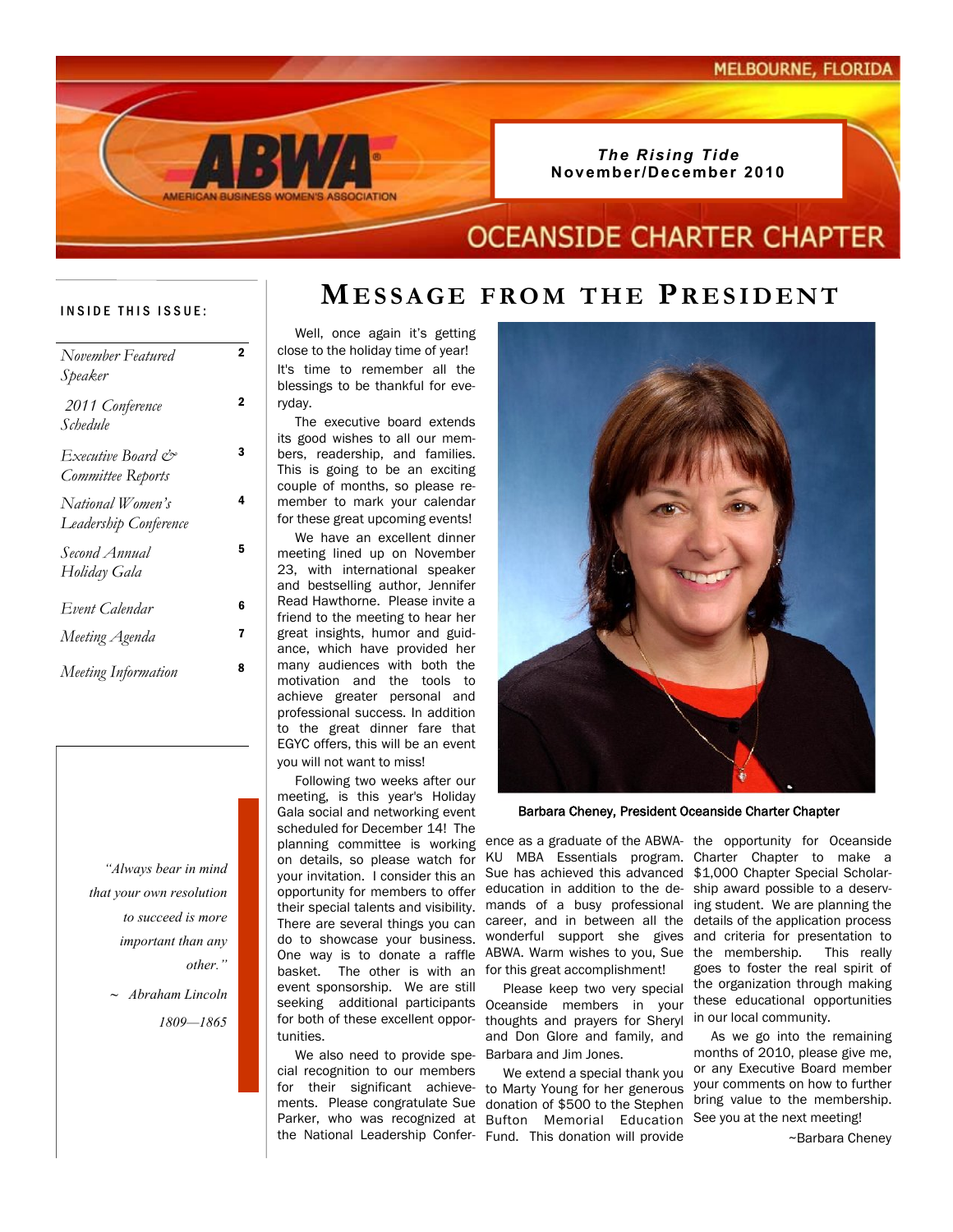MELBOURNE, FLORIDA

ABWA
AMERICAN BUSINESS WOMEN'S ASSOCIATION

*The Rising Tide*
**November/December 2010**

OCEANSIDE CHARTER CHAPTER

**INSIDE THIS ISSUE:**

| | |
|---|---|
| *November Featured Speaker* | 2 |
| *2011 Conference Schedule* | 2 |
| *Executive Board & Committee Reports* | 3 |
| *National Women's Leadership Conference* | 4 |
| *Second Annual Holiday Gala* | 5 |
| *Event Calendar* | 6 |
| *Meeting Agenda* | 7 |
| *Meeting Information* | 8 |

*"Always bear in mind that your own resolution to succeed is more important than any other."*

*~ Abraham Lincoln 1809—1865*

# MESSAGE FROM THE PRESIDENT

Well, once again it's getting close to the holiday time of year! It's time to remember all the blessings to be thankful for everyday.

The executive board extends its good wishes to all our members, readership, and families. This is going to be an exciting couple of months, so please remember to mark your calendar for these great upcoming events!

We have an excellent dinner meeting lined up on November 23, with international speaker and bestselling author, Jennifer Read Hawthorne. Please invite a friend to the meeting to hear her great insights, humor and guidance, which have provided her many audiences with both the motivation and the tools to achieve greater personal and professional success. In addition to the great dinner fare that EGYC offers, this will be an event you will not want to miss!

Following two weeks after our meeting, is this year's Holiday Gala social and networking event scheduled for December 14! The planning committee is working on details, so please watch for your invitation. I consider this an opportunity for members to offer their special talents and visibility. There are several things you can do to showcase your business. One way is to donate a raffle basket. The other is with an event sponsorship. We are still seeking additional participants for both of these excellent opportunities.

We also need to provide special recognition to our members for their significant achievements. Please congratulate Sue Parker, who was recognized at the National Leadership Conference as a graduate of the ABWA-KU MBA Essentials program. Sue has achieved this advanced education in addition to the demands of a busy professional career, and in between all the wonderful support she gives ABWA. Warm wishes to you, Sue for this great accomplishment!

Barbara Cheney, President Oceanside Charter Chapter

Please keep two very special Oceanside members in your thoughts and prayers for Sheryl and Don Glore and family, and Barbara and Jim Jones.

We extend a special thank you to Marty Young for her generous donation of $500 to the Stephen Bufton Memorial Education Fund. This donation will provide the opportunity for Oceanside Charter Chapter to make a $1,000 Chapter Special Scholarship award possible to a deserving student. We are planning the details of the application process and criteria for presentation to the membership. This really goes to foster the real spirit of the organization through making these educational opportunities in our local community.

As we go into the remaining months of 2010, please give me, or any Executive Board member your comments on how to further bring value to the membership. See you at the next meeting!

~Barbara Cheney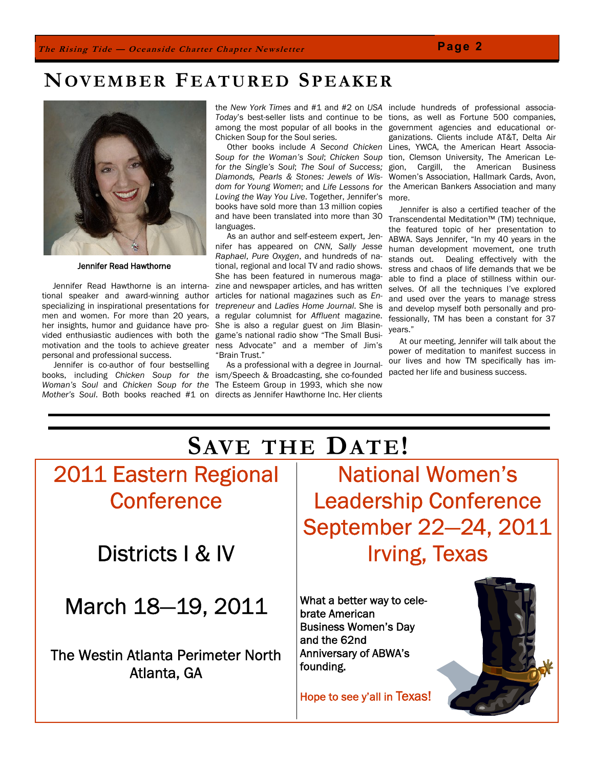# November Featured Speaker

Jennifer Read Hawthorne

Jennifer Read Hawthorne is an international speaker and award-winning author specializing in inspirational presentations for men and women. For more than 20 years, her insights, humor and guidance have provided enthusiastic audiences with both the motivation and the tools to achieve greater personal and professional success.

Jennifer is co-author of four bestselling books, including *Chicken Soup for the Woman's Soul* and *Chicken Soup for the Mother's Soul*. Both books reached #1 on the *New York Times* and #1 and #2 on *USA Today*'s best-seller lists and continue to be among the most popular of all books in the Chicken Soup for the Soul series.

Other books include *A Second Chicken Soup for the Woman's Soul*; *Chicken Soup for the Single's Soul*; *The Soul of Success; Diamonds, Pearls & Stones: Jewels of Wisdom for Young Women*; and *Life Lessons for Loving the Way You Live*. Together, Jennifer's books have sold more than 13 million copies and have been translated into more than 30 languages.

As an author and self-esteem expert, Jennifer has appeared on *CNN, Sally Jesse Raphael*, *Pure Oxygen*, and hundreds of national, regional and local TV and radio shows. She has been featured in numerous magazine and newspaper articles, and has written articles for national magazines such as *Entrepreneur* and *Ladies Home Journal*. She is a regular columnist for *Affluent* magazine. She is also a regular guest on Jim Blasingame's national radio show "The Small Business Advocate" and a member of Jim's "Brain Trust."

As a professional with a degree in Journalism/Speech & Broadcasting, she co-founded The Esteem Group in 1993, which she now directs as Jennifer Hawthorne Inc. Her clients include hundreds of professional associations, as well as Fortune 500 companies, government agencies and educational organizations. Clients include AT&T, Delta Air Lines, YWCA, the American Heart Association, Clemson University, The American Legion, Cargill, the American Business Women's Association, Hallmark Cards, Avon, the American Bankers Association and many more.

Jennifer is also a certified teacher of the Transcendental Meditation™ (TM) technique, the featured topic of her presentation to ABWA. Says Jennifer, "In my 40 years in the human development movement, one truth stands out. Dealing effectively with the stress and chaos of life demands that we be able to find a place of stillness within ourselves. Of all the techniques I've explored and used over the years to manage stress and develop myself both personally and professionally, TM has been a constant for 37 years."

At our meeting, Jennifer will talk about the power of meditation to manifest success in our lives and how TM specifically has impacted her life and business success.

# Save the Date!

## 2011 Eastern Regional Conference

Districts I & IV

March 18—19, 2011

The Westin Atlanta Perimeter North
Atlanta, GA

## National Women's Leadership Conference September 22—24, 2011 Irving, Texas

What a better way to celebrate American Business Women's Day and the 62nd Anniversary of ABWA's founding.

Hope to see y'all in Texas!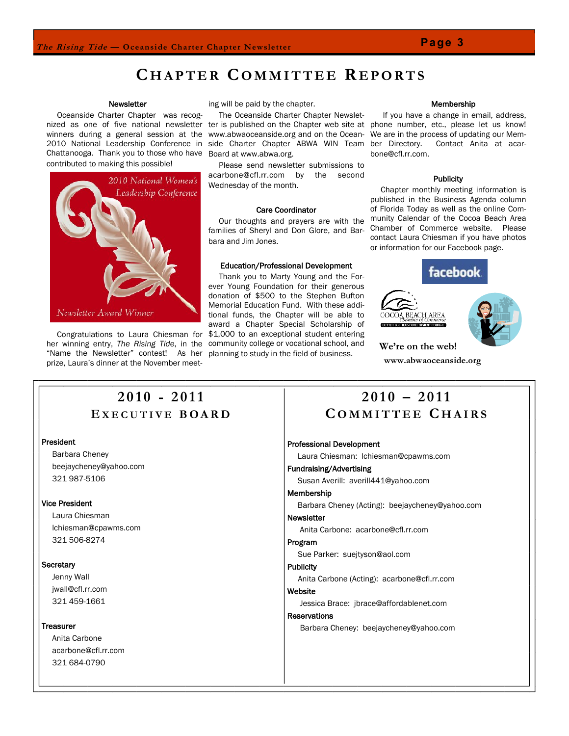# Chapter Committee Reports

### Newsletter

Oceanside Charter Chapter was recognized as one of five national newsletter winners during a general session at the 2010 National Leadership Conference in Chattanooga. Thank you to those who have contributed to making this possible!

2010 National Women's Leadership Conference

Newsletter Award Winner

Congratulations to Laura Chiesman for her winning entry, *The Rising Tide*, in the "Name the Newsletter" contest! As her prize, Laura's dinner at the November meeting will be paid by the chapter.

The Oceanside Charter Chapter Newsletter is published on the Chapter web site at www.abwaoceanside.org and on the Oceanside Charter Chapter ABWA WIN Team Board at www.abwa.org.

Please send newsletter submissions to acarbone@cfl.rr.com by the second Wednesday of the month.

### Care Coordinator

Our thoughts and prayers are with the families of Sheryl and Don Glore, and Barbara and Jim Jones.

### Education/Professional Development

Thank you to Marty Young and the Forever Young Foundation for their generous donation of $500 to the Stephen Bufton Memorial Education Fund. With these additional funds, the Chapter will be able to award a Chapter Special Scholarship of $1,000 to an exceptional student entering community college or vocational school, and planning to study in the field of business.

### Membership

If you have a change in email, address, phone number, etc., please let us know! We are in the process of updating our Member Directory. Contact Anita at acarbone@cfl.rr.com.

### Publicity

Chapter monthly meeting information is published in the Business Agenda column of Florida Today as well as the online Community Calendar of the Cocoa Beach Area Chamber of Commerce website. Please contact Laura Chiesman if you have photos or information for our Facebook page.

facebook

COCOA BEACH AREA Chamber of Commerce — BETTER BUSINESS DEVELOPMENT COUNCIL

**We're on the web!**

**www.abwaoceanside.org**

## 2010 - 2011 Executive Board

**President**
Barbara Cheney
beejaycheney@yahoo.com
321 987-5106

**Vice President**
Laura Chiesman
lchiesman@cpawms.com
321 506-8274

**Secretary**
Jenny Wall
jwall@cfl.rr.com
321 459-1661

**Treasurer**
Anita Carbone
acarbone@cfl.rr.com
321 684-0790

## 2010 – 2011 Committee Chairs

**Professional Development**
Laura Chiesman: lchiesman@cpawms.com

**Fundraising/Advertising**
Susan Averill: averill441@yahoo.com

**Membership**
Barbara Cheney (Acting): beejaycheney@yahoo.com

**Newsletter**
Anita Carbone: acarbone@cfl.rr.com

**Program**
Sue Parker: suejtyson@aol.com

**Publicity**
Anita Carbone (Acting): acarbone@cfl.rr.com

**Website**
Jessica Brace: jbrace@affordablenet.com

**Reservations**
Barbara Cheney: beejaycheney@yahoo.com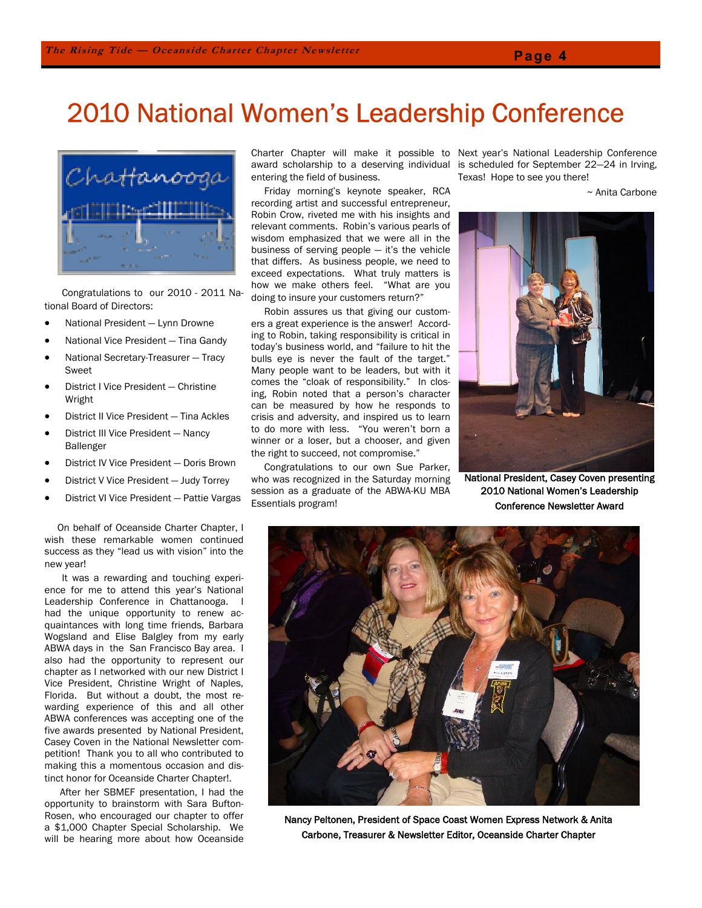# 2010 National Women's Leadership Conference

Congratulations to our 2010 - 2011 National Board of Directors:

- National President — Lynn Drowne
- National Vice President — Tina Gandy
- National Secretary-Treasurer — Tracy Sweet
- District I Vice President — Christine Wright
- District II Vice President — Tina Ackles
- District III Vice President — Nancy Ballenger
- District IV Vice President — Doris Brown
- District V Vice President — Judy Torrey
- District VI Vice President — Pattie Vargas

On behalf of Oceanside Charter Chapter, I wish these remarkable women continued success as they "lead us with vision" into the new year!

It was a rewarding and touching experience for me to attend this year's National Leadership Conference in Chattanooga. I had the unique opportunity to renew acquaintances with long time friends, Barbara Wogsland and Elise Balgley from my early ABWA days in the San Francisco Bay area. I also had the opportunity to represent our chapter as I networked with our new District I Vice President, Christine Wright of Naples, Florida. But without a doubt, the most rewarding experience of this and all other ABWA conferences was accepting one of the five awards presented by National President, Casey Coven in the National Newsletter competition! Thank you to all who contributed to making this a momentous occasion and distinct honor for Oceanside Charter Chapter!.

After her SBMEF presentation, I had the opportunity to brainstorm with Sara Bufton-Rosen, who encouraged our chapter to offer a $1,000 Chapter Special Scholarship. We will be hearing more about how Oceanside Charter Chapter will make it possible to award scholarship to a deserving individual entering the field of business.

Friday morning's keynote speaker, RCA recording artist and successful entrepreneur, Robin Crow, riveted me with his insights and relevant comments. Robin's various pearls of wisdom emphasized that we were all in the business of serving people — it's the vehicle that differs. As business people, we need to exceed expectations. What truly matters is how we make others feel. "What are you doing to insure your customers return?"

Robin assures us that giving our customers a great experience is the answer! According to Robin, taking responsibility is critical in today's business world, and "failure to hit the bulls eye is never the fault of the target." Many people want to be leaders, but with it comes the "cloak of responsibility." In closing, Robin noted that a person's character can be measured by how he responds to crisis and adversity, and inspired us to learn to do more with less. "You weren't born a winner or a loser, but a chooser, and given the right to succeed, not compromise."

Congratulations to our own Sue Parker, who was recognized in the Saturday morning session as a graduate of the ABWA-KU MBA Essentials program!

Next year's National Leadership Conference is scheduled for September 22—24 in Irving, Texas! Hope to see you there!

~ Anita Carbone

**National President, Casey Coven presenting 2010 National Women's Leadership Conference Newsletter Award**

**Nancy Peltonen, President of Space Coast Women Express Network & Anita Carbone, Treasurer & Newsletter Editor, Oceanside Charter Chapter**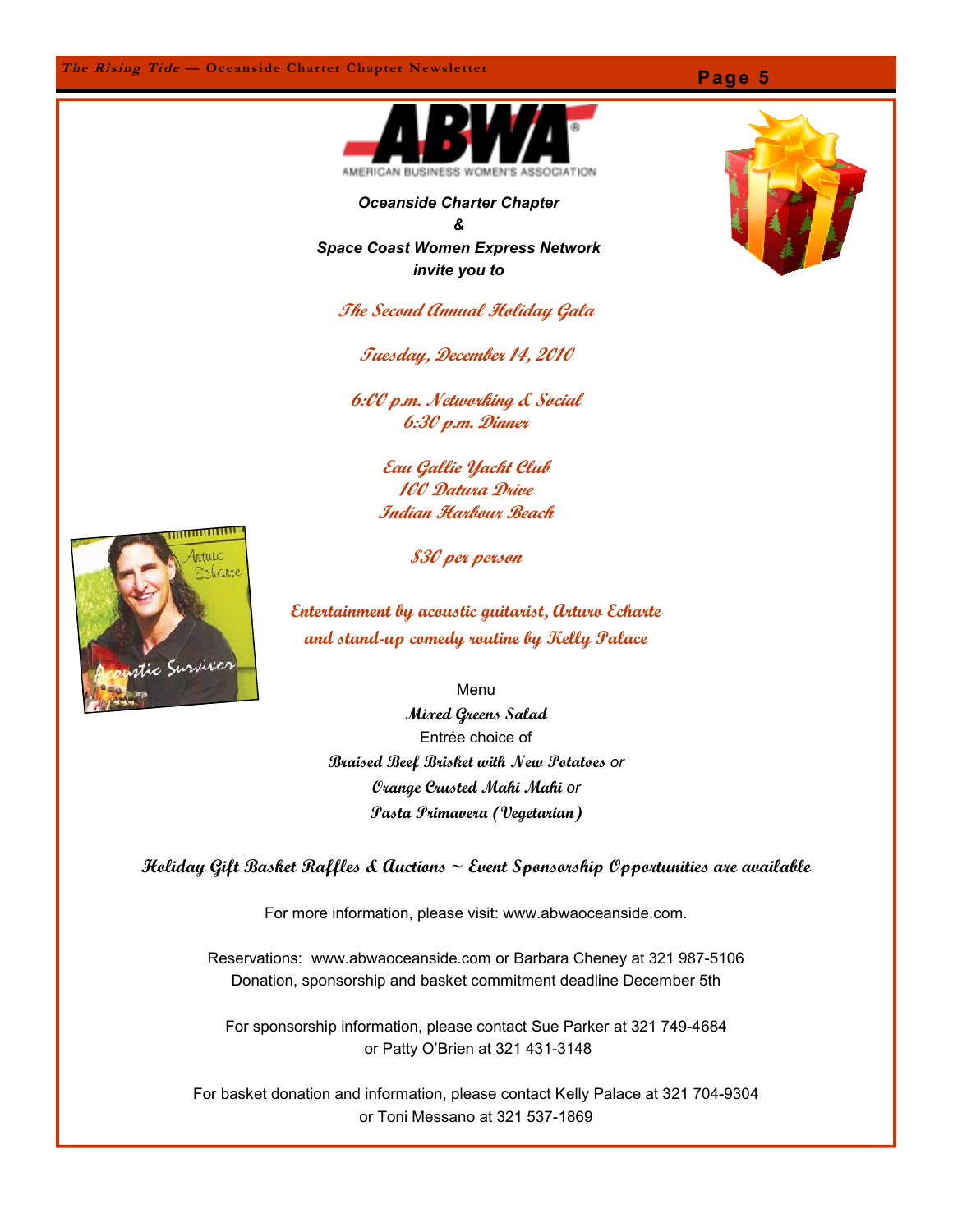*Oceanside Charter Chapter*
*&*
*Space Coast Women Express Network*
*invite you to*

## *The Second Annual Holiday Gala*

*Tuesday, December 14, 2010*

*6:00 p.m. Networking & Social*
*6:30 p.m. Dinner*

*Eau Gallie Yacht Club*
*100 Datura Drive*
*Indian Harbour Beach*

*$30 per person*

*Entertainment by acoustic guitarist, Arturo Echarte and stand-up comedy routine by Kelly Palace*

Menu
*Mixed Greens Salad*
Entrée choice of
*Braised Beef Brisket with New Potatoes* or
*Orange Crusted Mahi Mahi* or
*Pasta Primavera (Vegetarian)*

**Holiday Gift Basket Raffles & Auctions ~ Event Sponsorship Opportunities are available**

For more information, please visit: www.abwaoceanside.com.

Reservations: www.abwaoceanside.com or Barbara Cheney at 321 987-5106
Donation, sponsorship and basket commitment deadline December 5th

For sponsorship information, please contact Sue Parker at 321 749-4684
or Patty O'Brien at 321 431-3148

For basket donation and information, please contact Kelly Palace at 321 704-9304
or Toni Messano at 321 537-1869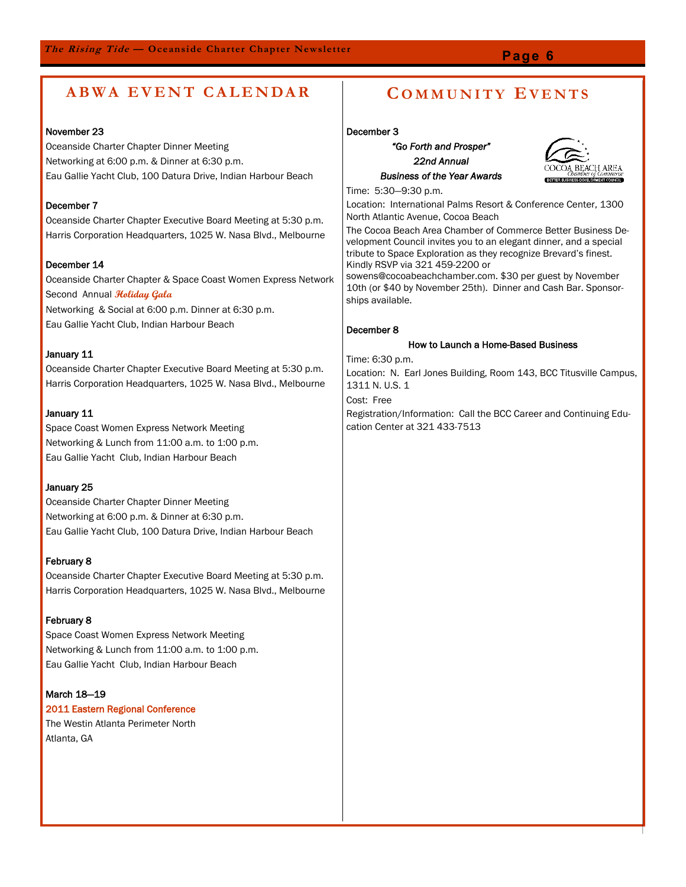## ABWA EVENT CALENDAR

**November 23**
Oceanside Charter Chapter Dinner Meeting
Networking at 6:00 p.m. & Dinner at 6:30 p.m.
Eau Gallie Yacht Club, 100 Datura Drive, Indian Harbour Beach

**December 7**
Oceanside Charter Chapter Executive Board Meeting at 5:30 p.m.
Harris Corporation Headquarters, 1025 W. Nasa Blvd., Melbourne

**December 14**
Oceanside Charter Chapter & Space Coast Women Express Network
Second Annual *Holiday Gala*
Networking & Social at 6:00 p.m. Dinner at 6:30 p.m.
Eau Gallie Yacht Club, Indian Harbour Beach

**January 11**
Oceanside Charter Chapter Executive Board Meeting at 5:30 p.m.
Harris Corporation Headquarters, 1025 W. Nasa Blvd., Melbourne

**January 11**
Space Coast Women Express Network Meeting
Networking & Lunch from 11:00 a.m. to 1:00 p.m.
Eau Gallie Yacht Club, Indian Harbour Beach

**January 25**
Oceanside Charter Chapter Dinner Meeting
Networking at 6:00 p.m. & Dinner at 6:30 p.m.
Eau Gallie Yacht Club, 100 Datura Drive, Indian Harbour Beach

**February 8**
Oceanside Charter Chapter Executive Board Meeting at 5:30 p.m.
Harris Corporation Headquarters, 1025 W. Nasa Blvd., Melbourne

**February 8**
Space Coast Women Express Network Meeting
Networking & Lunch from 11:00 a.m. to 1:00 p.m.
Eau Gallie Yacht Club, Indian Harbour Beach

**March 18—19**
2011 Eastern Regional Conference
The Westin Atlanta Perimeter North
Atlanta, GA

## COMMUNITY EVENTS

**December 3**

***"Go Forth and Prosper"***
***22nd Annual***
***Business of the Year Awards***

COCOA BEACH AREA Chamber of Commerce BETTER BUSINESS DEVELOPMENT COUNCIL

Time: 5:30—9:30 p.m.
Location: International Palms Resort & Conference Center, 1300 North Atlantic Avenue, Cocoa Beach
The Cocoa Beach Area Chamber of Commerce Better Business Development Council invites you to an elegant dinner, and a special tribute to Space Exploration as they recognize Brevard's finest. Kindly RSVP via 321 459-2200 or sowens@cocoabeachchamber.com. $30 per guest by November 10th (or $40 by November 25th). Dinner and Cash Bar. Sponsorships available.

**December 8**

**How to Launch a Home-Based Business**

Time: 6:30 p.m.
Location: N. Earl Jones Building, Room 143, BCC Titusville Campus, 1311 N. U.S. 1
Cost: Free
Registration/Information: Call the BCC Career and Continuing Education Center at 321 433-7513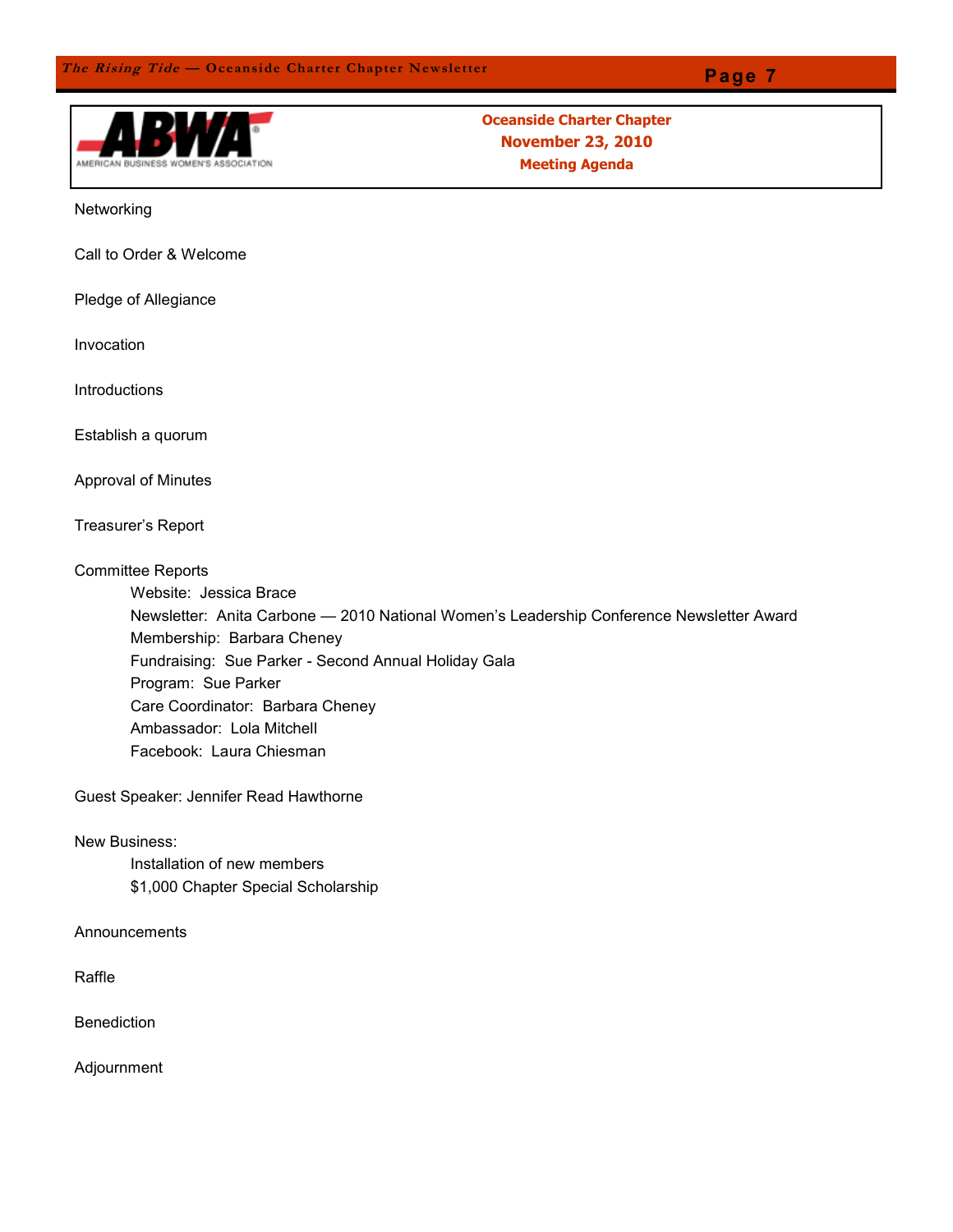ABWA
AMERICAN BUSINESS WOMEN'S ASSOCIATION

## Oceanside Charter Chapter
## November 23, 2010
## Meeting Agenda

Networking

Call to Order & Welcome

Pledge of Allegiance

Invocation

Introductions

Establish a quorum

Approval of Minutes

Treasurer's Report

Committee Reports

- Website: Jessica Brace
- Newsletter: Anita Carbone — 2010 National Women's Leadership Conference Newsletter Award
- Membership: Barbara Cheney
- Fundraising: Sue Parker - Second Annual Holiday Gala
- Program: Sue Parker
- Care Coordinator: Barbara Cheney
- Ambassador: Lola Mitchell
- Facebook: Laura Chiesman

Guest Speaker: Jennifer Read Hawthorne

New Business:

- Installation of new members
- $1,000 Chapter Special Scholarship

Announcements

Raffle

Benediction

Adjournment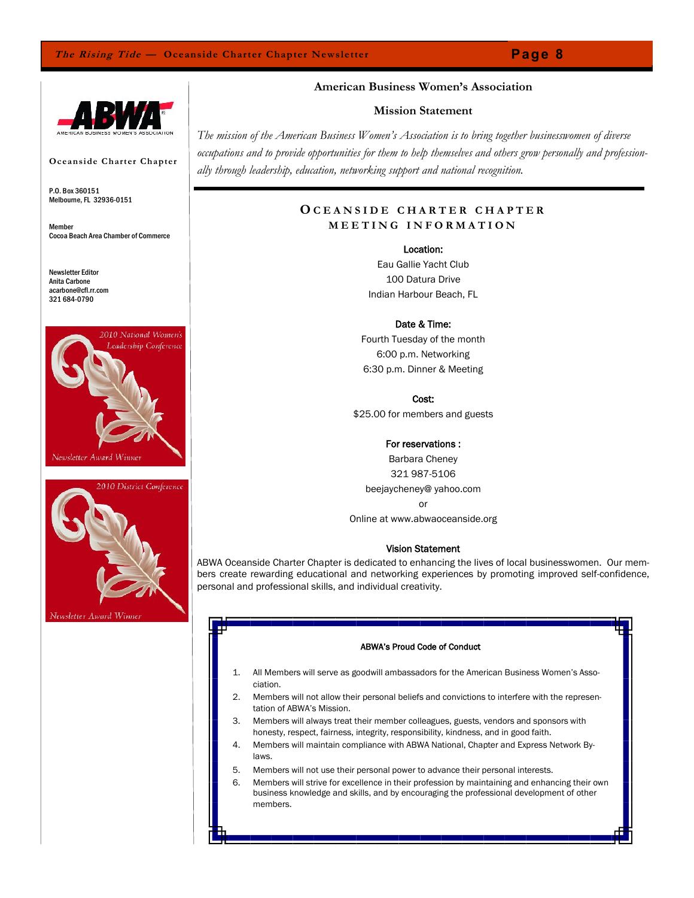Oceanside Charter Chapter

P.O. Box 360151
Melbourne, FL 32936-0151

Member
Cocoa Beach Area Chamber of Commerce

Newsletter Editor
Anita Carbone
acarbone@cfl.rr.com
321 684-0790

2010 National Women's Leadership Conference
Newsletter Award Winner

2010 District Conference
Newsletter Award Winner

## American Business Women's Association

### Mission Statement

*The mission of the American Business Women's Association is to bring together businesswomen of diverse occupations and to provide opportunities for them to help themselves and others grow personally and professionally through leadership, education, networking support and national recognition.*

## Oceanside Charter Chapter Meeting Information

**Location:**
Eau Gallie Yacht Club
100 Datura Drive
Indian Harbour Beach, FL

**Date & Time:**
Fourth Tuesday of the month
6:00 p.m. Networking
6:30 p.m. Dinner & Meeting

**Cost:**
$25.00 for members and guests

**For reservations :**
Barbara Cheney
321 987-5106
beejaycheney@ yahoo.com
or
Online at www.abwaoceanside.org

**Vision Statement**

ABWA Oceanside Charter Chapter is dedicated to enhancing the lives of local businesswomen. Our members create rewarding educational and networking experiences by promoting improved self-confidence, personal and professional skills, and individual creativity.

**ABWA's Proud Code of Conduct**

1. All Members will serve as goodwill ambassadors for the American Business Women's Association.
2. Members will not allow their personal beliefs and convictions to interfere with the representation of ABWA's Mission.
3. Members will always treat their member colleagues, guests, vendors and sponsors with honesty, respect, fairness, integrity, responsibility, kindness, and in good faith.
4. Members will maintain compliance with ABWA National, Chapter and Express Network Bylaws.
5. Members will not use their personal power to advance their personal interests.
6. Members will strive for excellence in their profession by maintaining and enhancing their own business knowledge and skills, and by encouraging the professional development of other members.